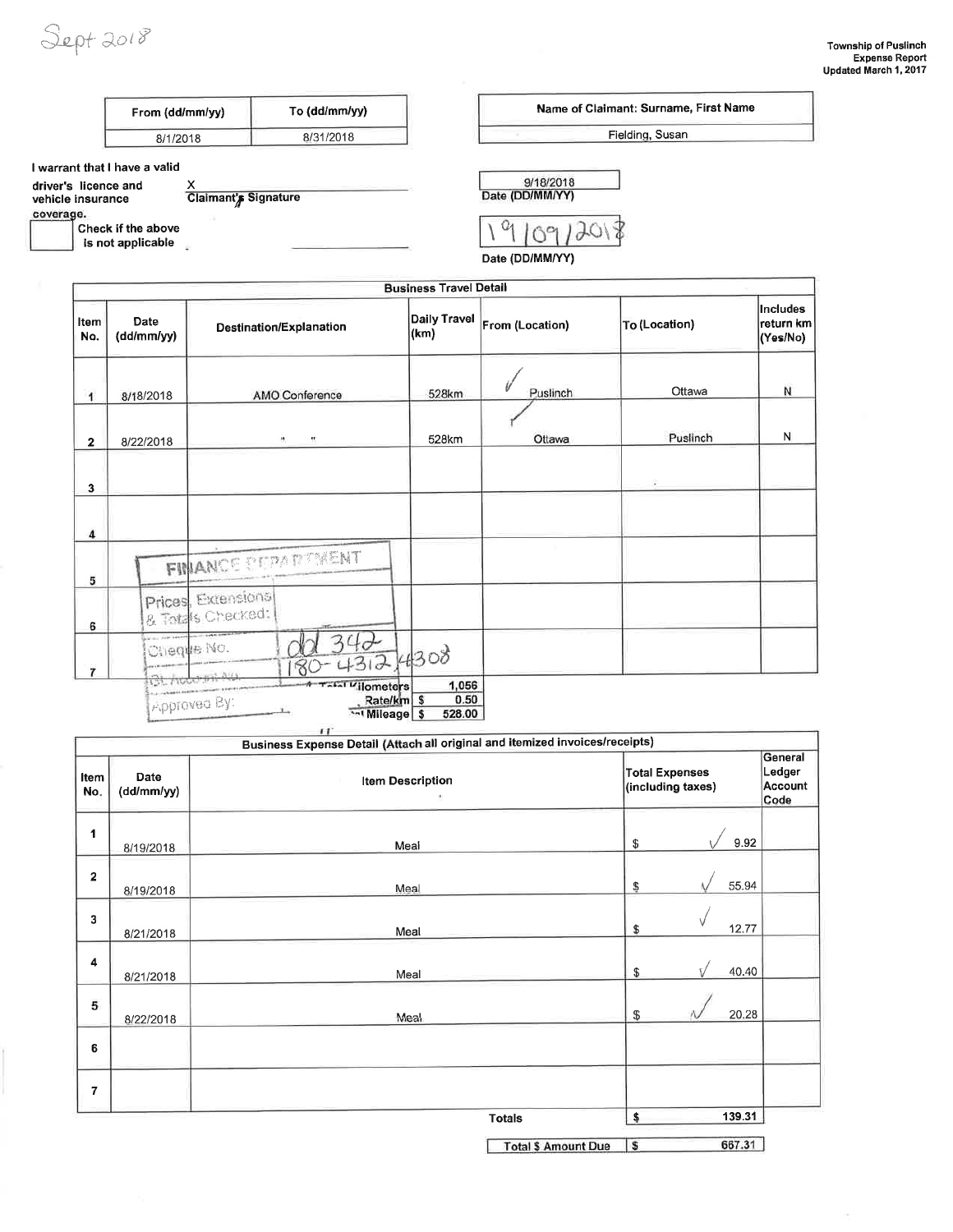Sept 2018

Township of Puslinch
Expense Report
Updated March 1, 2017

| From (dd/mm/yy) | To (dd/mm/yy) |
|---|---|
| 8/1/2018 | 8/31/2018 |

| Name of Claimant: Surname, First Name |
|---|
| Fielding, Susan |

I warrant that I have a valid driver's licence and vehicle insurance coverage.

X
Claimant's Signature

9/18/2018
Date (DD/MM/YY)

Check if the above is not applicable

19/09/2018
Date (DD/MM/YY)

## Business Travel Detail

| Item No. | Date (dd/mm/yy) | Destination/Explanation | Daily Travel (km) | From (Location) | To (Location) | Includes return km (Yes/No) |
|---|---|---|---|---|---|---|
| 1 | 8/18/2018 | AMO Conference | 528km | ✓ Puslinch | Ottawa | N |
| 2 | 8/22/2018 | " " | 528km | ✓ Ottawa | Puslinch | N |
| 3 | | | | | | |
| 4 | | | | | | |
| 5 | | | | | | |
| 6 | | | | | | |
| 7 | | | | | | |

| | |
|---|---|
| Total Kilometers | 1,056 |
| Rate/km | $ 0.50 |
| Total Mileage | $ 528.00 |

FINANCE DEPARTMENT
Prices, Extensions & Totals Checked:
Cheque No. dd 342
GL Account No. 180-4312 / 4308
Approved By:

## Business Expense Detail (Attach all original and itemized invoices/receipts)

| Item No. | Date (dd/mm/yy) | Item Description | Total Expenses (including taxes) | General Ledger Account Code |
|---|---|---|---|---|
| 1 | 8/19/2018 | Meal | $ ✓ 9.92 | |
| 2 | 8/19/2018 | Meal | $ ✓ 55.94 | |
| 3 | 8/21/2018 | Meal | $ ✓ 12.77 | |
| 4 | 8/21/2018 | Meal | $ ✓ 40.40 | |
| 5 | 8/22/2018 | Meal | $ ✓ 20.28 | |
| 6 | | | | |
| 7 | | | | |
| | | Totals | $ 139.31 | |

| | |
|---|---|
| Total $ Amount Due | $ 667.31 |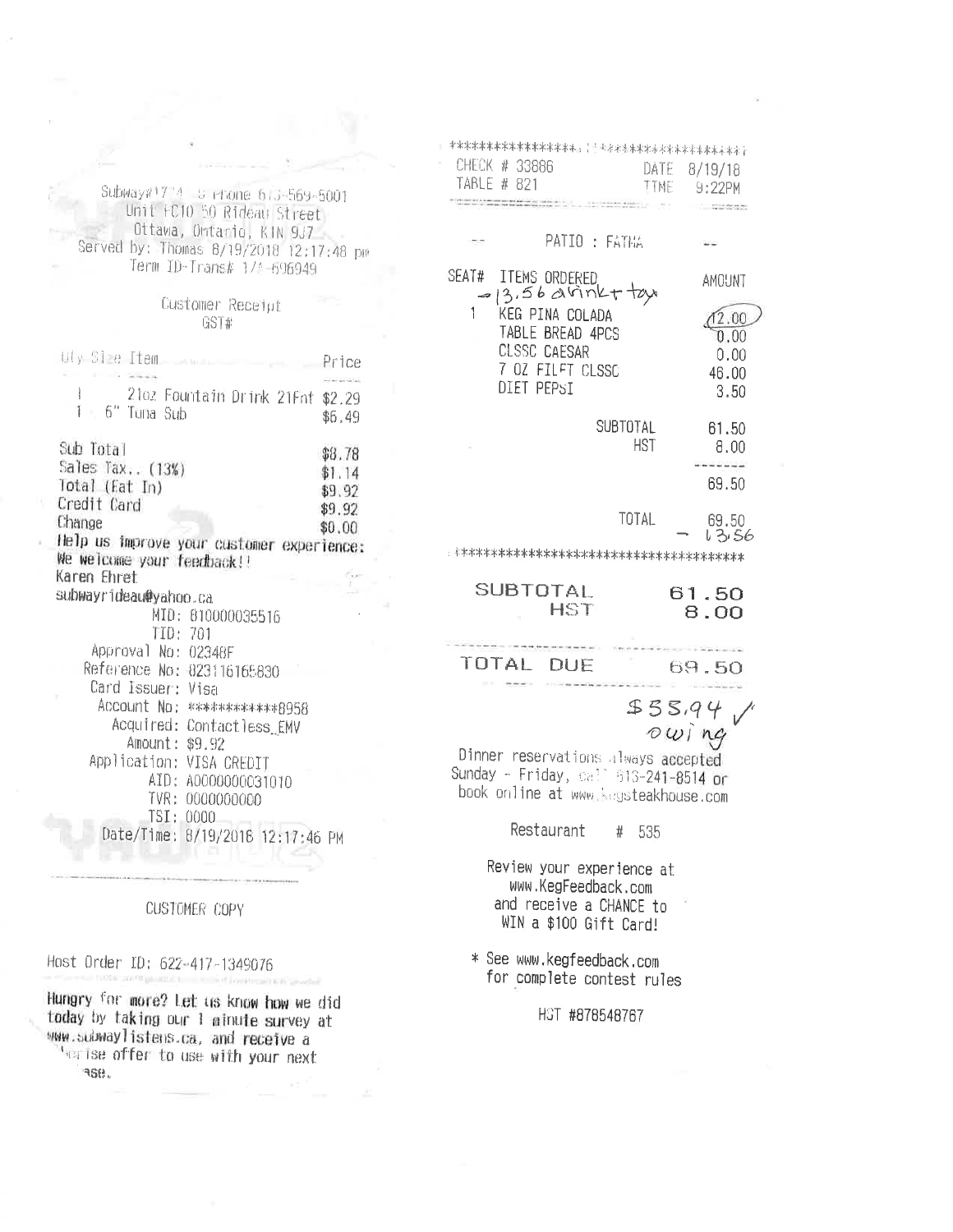Subway#17'4 - 5 Phone 613-569-5001
Unit FC10 50 Rideau Street
Ottawa, Ontario, K1N 9J7
Served by: Thomas 8/19/2018 12:17:48 pm
Term ID-Trans# 1/1-696949

Customer Receipt
GST#

| Qty Size Item | Price |
|---|---|
| 1 21oz Fountain Drink 21Fnt | $2.29 |
| 1 6" Tuna Sub | $6.49 |

| | |
|---|---|
| Sub Total | $8.78 |
| Sales Tax.. (13%) | $1.14 |
| Total (Eat In) | $9.92 |
| Credit Card | $9.92 |
| Change | $0.00 |

Help us improve your customer experience:
We welcome your feedback!!
Karen Ehret
subwayrideau@yahoo.ca

MID: 810000035516
TID: 701
Approval No: 02348F
Reference No: 823116165830
Card Issuer: Visa
Account No: ************8958
Acquired: Contactless_EMV
Amount: $9.92
Application: VISA CREDIT
AID: A0000000031010
TVR: 0000000000
TSI: 0000
Date/Time: 8/19/2018 12:17:46 PM

CUSTOMER COPY

Host Order ID: 622-417-1349076

Hungry for more? Let us know how we did today by taking our 1 minute survey at www.subwaylistens.ca, and receive a ...rise offer to use with your next ...ase.

---

CHECK # 33686 DATE 8/19/18
TABLE # 821 TIME 9:22PM

PATIO : FATMA

| SEAT# | ITEMS ORDERED | AMOUNT |
|---|---|---|
| | -13.56 drink + tax | |
| 1 | KEG PINA COLADA | 12.00 |
| | TABLE BREAD 4PCS | 0.00 |
| | CLSSC CAESAR | 0.00 |
| | 7 OZ FILET CLSSC | 46.00 |
| | DIET PEPSI | 3.50 |
| | SUBTOTAL | 61.50 |
| | HST | 8.00 |
| | | 69.50 |
| | TOTAL | 69.50 |
| | | - 13.56 |

| | |
|---|---|
| SUBTOTAL | 61.50 |
| HST | 8.00 |
| TOTAL DUE | 69.50 |

$55.94 ✓ owing

Dinner reservations always accepted Sunday - Friday, call 613-241-8514 or book online at www.kegsteakhouse.com

Restaurant # 535

Review your experience at www.KegFeedback.com and receive a CHANCE to WIN a $100 Gift Card!

* See www.kegfeedback.com for complete contest rules

HST #878548767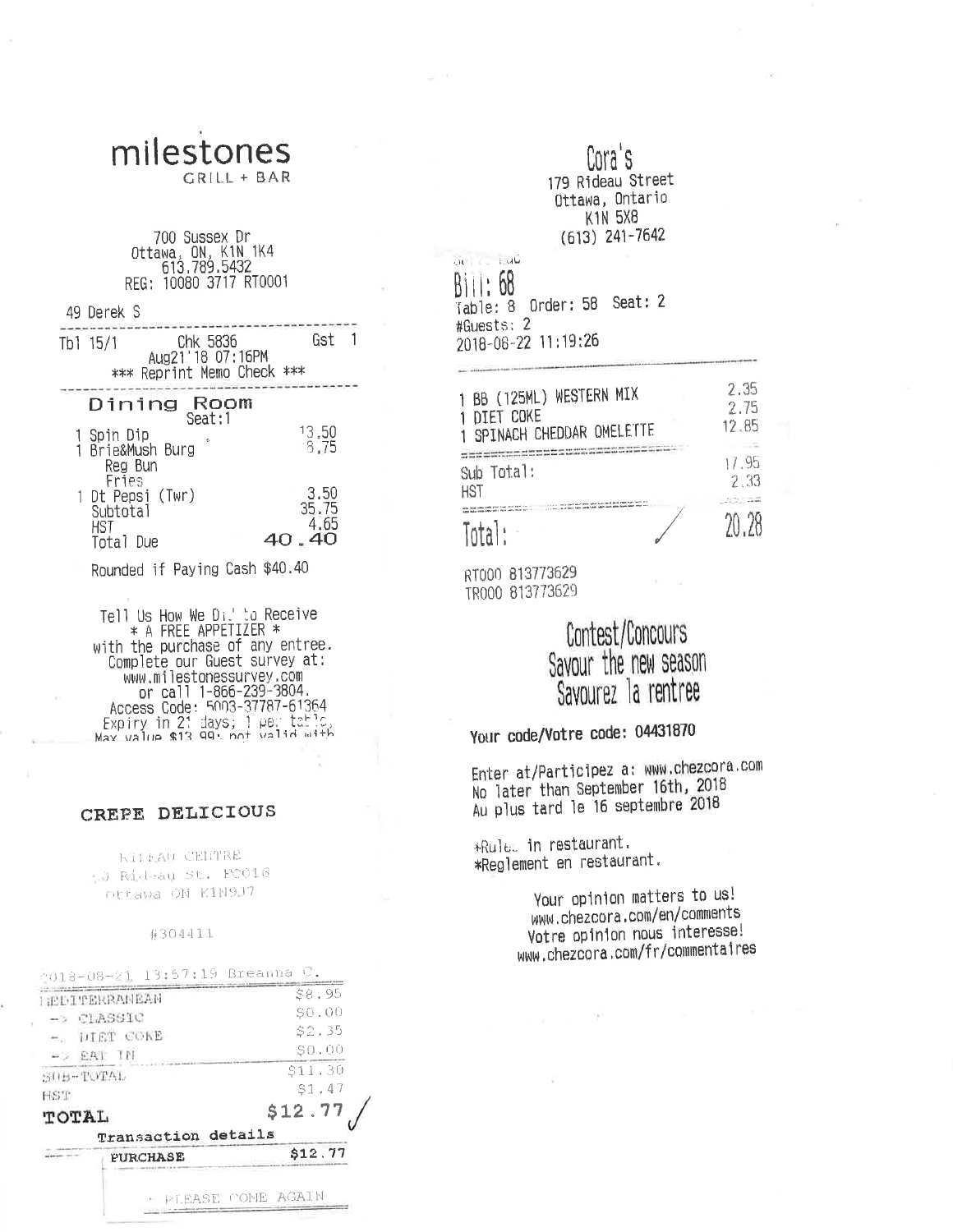# milestones

GRILL + BAR

700 Sussex Dr
Ottawa, ON, K1N 1K4
613.789.5432
REG: 10080 3717 RT0001

49 Derek S

Tbl 15/1 Chk 5836 Gst 1
Aug21'18 07:16PM
*** Reprint Memo Check ***

## Dining Room

Seat:1

| | |
|---|---|
| 1 Spin Dip | 13.50 |
| 1 Brie&Mush Burg | 18.75 |
| Reg Bun | |
| Fries | |
| 1 Dt Pepsi (Twr) | 3.50 |
| Subtotal | 35.75 |
| HST | 4.65 |
| Total Due | 40.40 |

Rounded if Paying Cash $40.40

Tell Us How We Di.' to Receive
* A FREE APPETIZER *
with the purchase of any entree.
Complete our Guest survey at:
www.milestonessurvey.com
or call 1-866-239-3804.
Access Code: 5003-37787-61364
Expiry in 21 days; 1 per table,
Max value $13.99; not valid with

# CREPE DELICIOUS

RIDEAU CENTRE
50 Rideau St. FC016
Ottawa ON K1N9J7

#304411

2018-08-21 13:57:19 Breanna C.

| | |
|---|---|
| MEDITERRANEAN | $8.95 |
| -> CLASSIC | $0.00 |
| -> DIET COKE | $2.35 |
| -> EAT IN | $0.00 |
| SUB-TOTAL | $11.30 |
| HST | $1.47 |
| **TOTAL** | **$12.77** |

Transaction details

| | |
|---|---|
| **PURCHASE** | **$12.77** |

PLEASE COME AGAIN

# Cora's

179 Rideau Street
Ottawa, Ontario
K1N 5X8
(613) 241-7642

Bill: 68
Table: 8 Order: 58 Seat: 2
#Guests: 2
2018-08-22 11:19:26

| | |
|---|---|
| 1 BB (125ML) WESTERN MIX | 2.35 |
| 1 DIET COKE | 2.75 |
| 1 SPINACH CHEDDAR OMELETTE | 12.85 |
| Sub Total: | 17.95 |
| HST | 2.33 |
| Total: | 20.28 |

RT000 813773629
TR000 813773629

## Contest/Concours
## Savour the new season
## Savourez la rentree

**Your code/Votre code: 04431870**

Enter at/Participez a: www.chezcora.com
No later than September 16th, 2018
Au plus tard le 16 septembre 2018

*Rules in restaurant.
*Reglement en restaurant.

Your opinion matters to us!
www.chezcora.com/en/comments
Votre opinion nous interesse!
www.chezcora.com/fr/commentaires